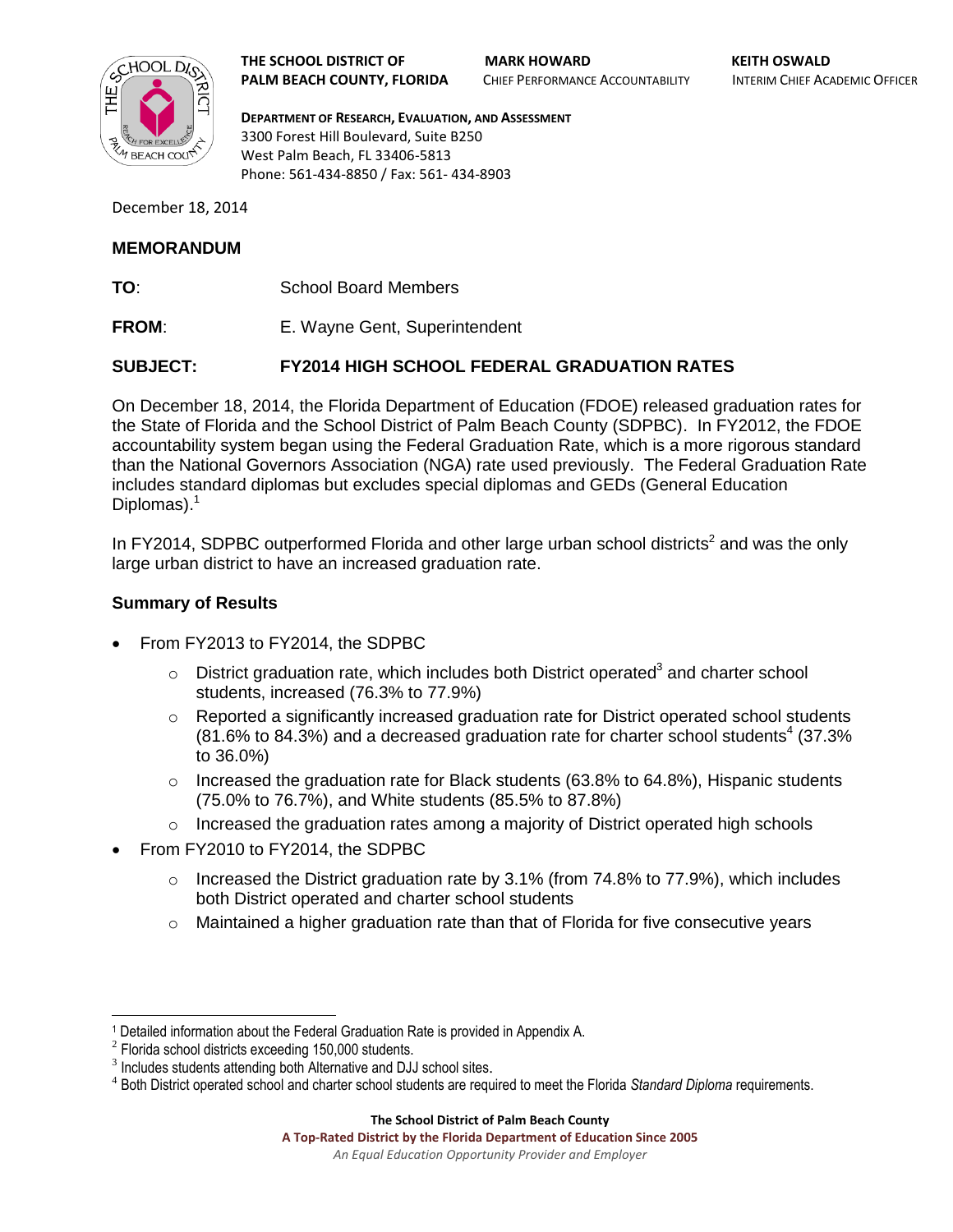**THE SCHOOL DISTRICT OF PALM BEACH COUNTY, FLORIDA**

**MARK HOWARD**
CHIEF PERFORMANCE ACCOUNTABILITY

**KEITH OSWALD**
INTERIM CHIEF ACADEMIC OFFICER

**DEPARTMENT OF RESEARCH, EVALUATION, AND ASSESSMENT**
3300 Forest Hill Boulevard, Suite B250
West Palm Beach, FL 33406-5813
Phone: 561-434-8850 / Fax: 561- 434-8903

December 18, 2014

**MEMORANDUM**

**TO**: School Board Members

**FROM**: E. Wayne Gent, Superintendent

**SUBJECT: FY2014 HIGH SCHOOL FEDERAL GRADUATION RATES**

On December 18, 2014, the Florida Department of Education (FDOE) released graduation rates for the State of Florida and the School District of Palm Beach County (SDPBC). In FY2012, the FDOE accountability system began using the Federal Graduation Rate, which is a more rigorous standard than the National Governors Association (NGA) rate used previously. The Federal Graduation Rate includes standard diplomas but excludes special diplomas and GEDs (General Education Diplomas).[1]

In FY2014, SDPBC outperformed Florida and other large urban school districts[2] and was the only large urban district to have an increased graduation rate.

## Summary of Results

- From FY2013 to FY2014, the SDPBC
  - District graduation rate, which includes both District operated[3] and charter school students, increased (76.3% to 77.9%)
  - Reported a significantly increased graduation rate for District operated school students (81.6% to 84.3%) and a decreased graduation rate for charter school students[4] (37.3% to 36.0%)
  - Increased the graduation rate for Black students (63.8% to 64.8%), Hispanic students (75.0% to 76.7%), and White students (85.5% to 87.8%)
  - Increased the graduation rates among a majority of District operated high schools
- From FY2010 to FY2014, the SDPBC
  - Increased the District graduation rate by 3.1% (from 74.8% to 77.9%), which includes both District operated and charter school students
  - Maintained a higher graduation rate than that of Florida for five consecutive years

---

[1] Detailed information about the Federal Graduation Rate is provided in Appendix A.
[2] Florida school districts exceeding 150,000 students.
[3] Includes students attending both Alternative and DJJ school sites.
[4] Both District operated school and charter school students are required to meet the Florida *Standard Diploma* requirements.

**The School District of Palm Beach County**
**A Top-Rated District by the Florida Department of Education Since 2005**
*An Equal Education Opportunity Provider and Employer*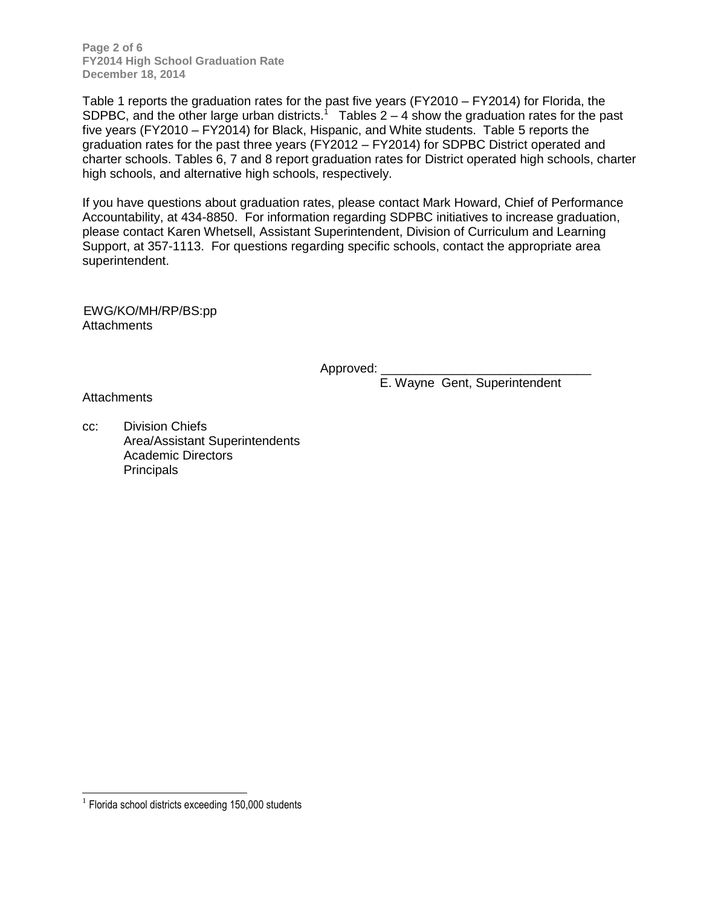Table 1 reports the graduation rates for the past five years (FY2010 – FY2014) for Florida, the SDPBC, and the other large urban districts.[1] Tables 2 – 4 show the graduation rates for the past five years (FY2010 – FY2014) for Black, Hispanic, and White students. Table 5 reports the graduation rates for the past three years (FY2012 – FY2014) for SDPBC District operated and charter schools. Tables 6, 7 and 8 report graduation rates for District operated high schools, charter high schools, and alternative high schools, respectively.

If you have questions about graduation rates, please contact Mark Howard, Chief of Performance Accountability, at 434-8850. For information regarding SDPBC initiatives to increase graduation, please contact Karen Whetsell, Assistant Superintendent, Division of Curriculum and Learning Support, at 357-1113. For questions regarding specific schools, contact the appropriate area superintendent.

EWG/KO/MH/RP/BS:pp
Attachments

Approved: ______________________________
E. Wayne Gent, Superintendent

Attachments

cc: Division Chiefs
Area/Assistant Superintendents
Academic Directors
Principals

[1] Florida school districts exceeding 150,000 students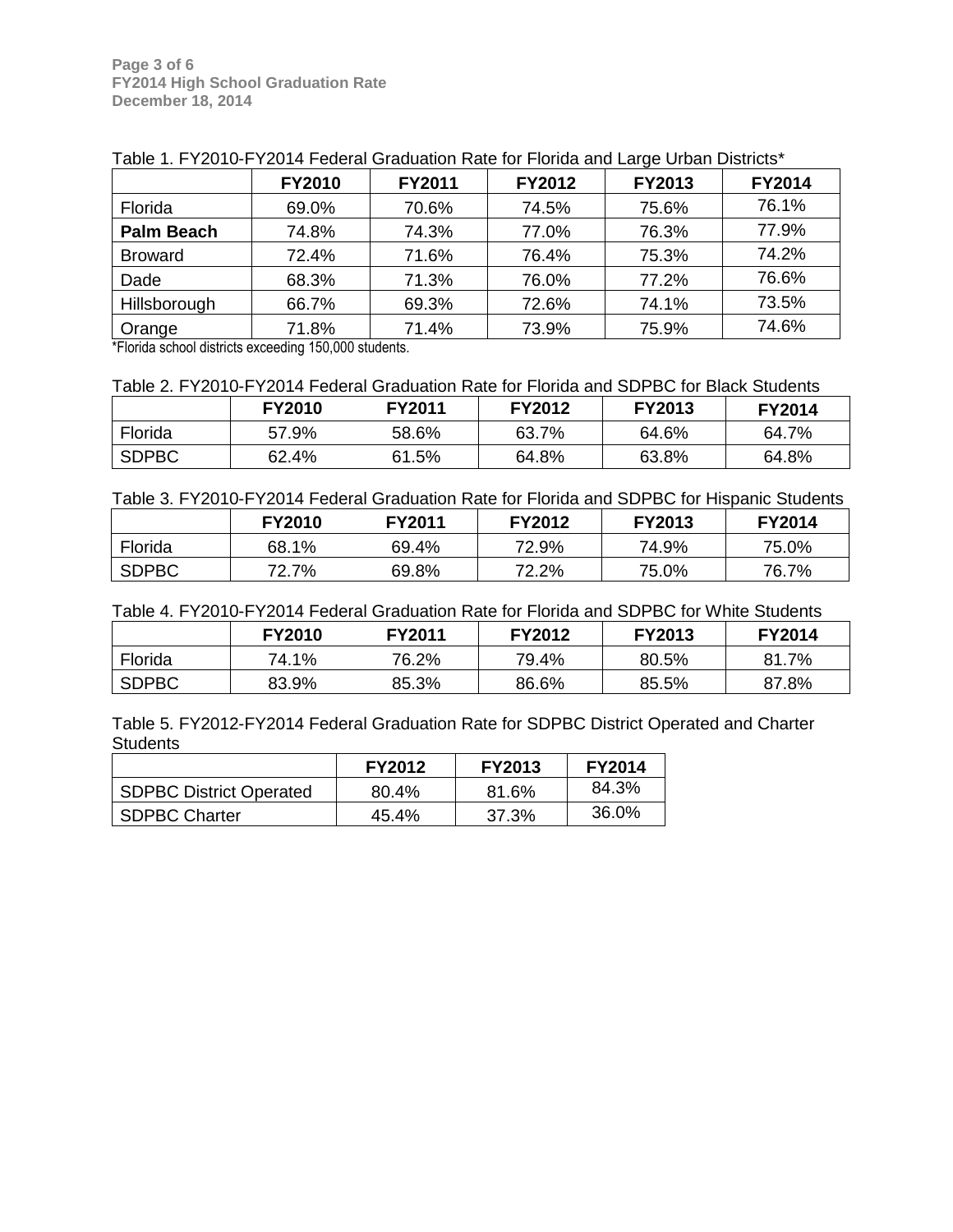Table 1. FY2010-FY2014 Federal Graduation Rate for Florida and Large Urban Districts*

| | FY2010 | FY2011 | FY2012 | FY2013 | FY2014 |
|---|---|---|---|---|---|
| Florida | 69.0% | 70.6% | 74.5% | 75.6% | 76.1% |
| **Palm Beach** | 74.8% | 74.3% | 77.0% | 76.3% | 77.9% |
| Broward | 72.4% | 71.6% | 76.4% | 75.3% | 74.2% |
| Dade | 68.3% | 71.3% | 76.0% | 77.2% | 76.6% |
| Hillsborough | 66.7% | 69.3% | 72.6% | 74.1% | 73.5% |
| Orange | 71.8% | 71.4% | 73.9% | 75.9% | 74.6% |

*Florida school districts exceeding 150,000 students.

Table 2. FY2010-FY2014 Federal Graduation Rate for Florida and SDPBC for Black Students

| | FY2010 | FY2011 | FY2012 | FY2013 | FY2014 |
|---|---|---|---|---|---|
| Florida | 57.9% | 58.6% | 63.7% | 64.6% | 64.7% |
| SDPBC | 62.4% | 61.5% | 64.8% | 63.8% | 64.8% |

Table 3. FY2010-FY2014 Federal Graduation Rate for Florida and SDPBC for Hispanic Students

| | FY2010 | FY2011 | FY2012 | FY2013 | FY2014 |
|---|---|---|---|---|---|
| Florida | 68.1% | 69.4% | 72.9% | 74.9% | 75.0% |
| SDPBC | 72.7% | 69.8% | 72.2% | 75.0% | 76.7% |

Table 4. FY2010-FY2014 Federal Graduation Rate for Florida and SDPBC for White Students

| | FY2010 | FY2011 | FY2012 | FY2013 | FY2014 |
|---|---|---|---|---|---|
| Florida | 74.1% | 76.2% | 79.4% | 80.5% | 81.7% |
| SDPBC | 83.9% | 85.3% | 86.6% | 85.5% | 87.8% |

Table 5. FY2012-FY2014 Federal Graduation Rate for SDPBC District Operated and Charter Students

| | FY2012 | FY2013 | FY2014 |
|---|---|---|---|
| SDPBC District Operated | 80.4% | 81.6% | 84.3% |
| SDPBC Charter | 45.4% | 37.3% | 36.0% |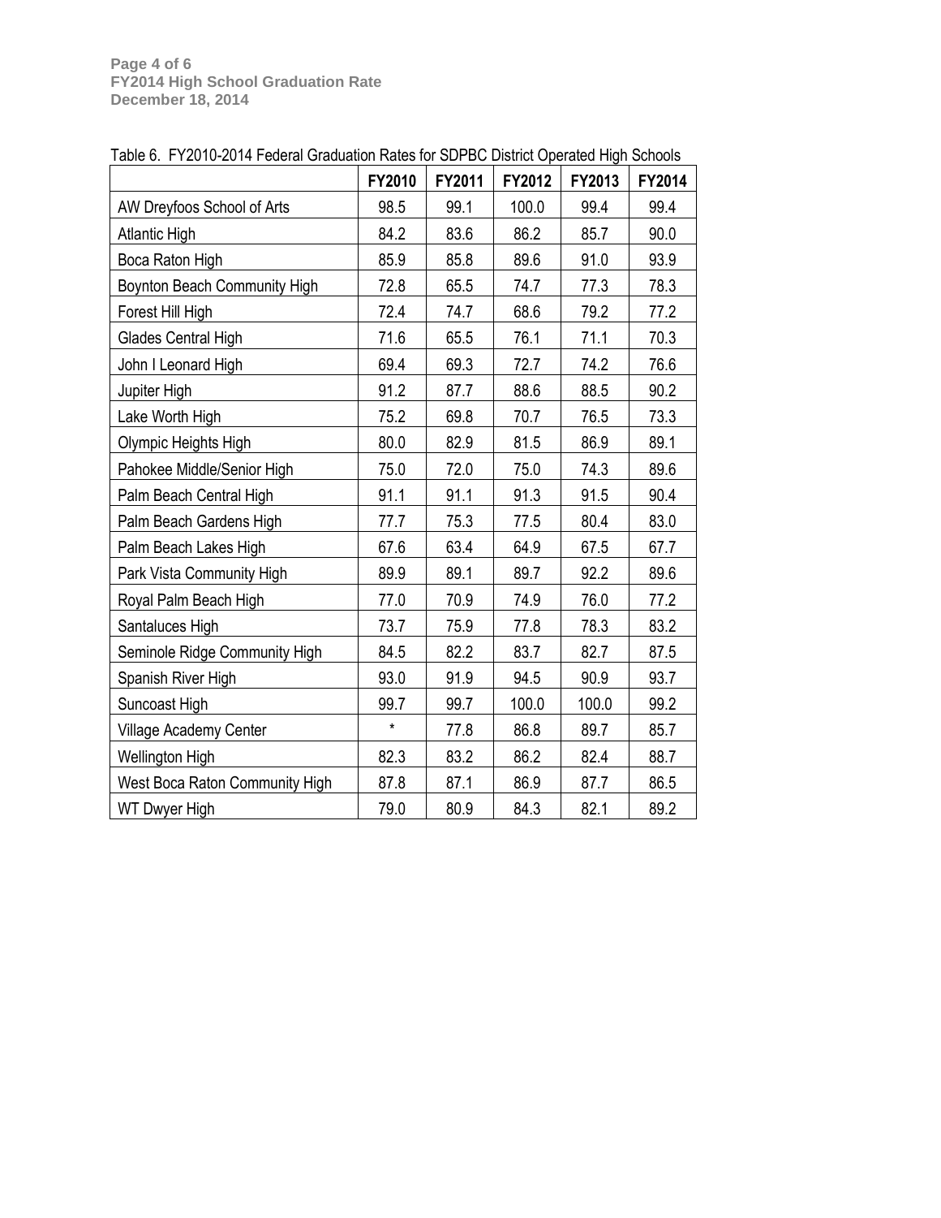Table 6. FY2010-2014 Federal Graduation Rates for SDPBC District Operated High Schools

| | FY2010 | FY2011 | FY2012 | FY2013 | FY2014 |
|---|---|---|---|---|---|
| AW Dreyfoos School of Arts | 98.5 | 99.1 | 100.0 | 99.4 | 99.4 |
| Atlantic High | 84.2 | 83.6 | 86.2 | 85.7 | 90.0 |
| Boca Raton High | 85.9 | 85.8 | 89.6 | 91.0 | 93.9 |
| Boynton Beach Community High | 72.8 | 65.5 | 74.7 | 77.3 | 78.3 |
| Forest Hill High | 72.4 | 74.7 | 68.6 | 79.2 | 77.2 |
| Glades Central High | 71.6 | 65.5 | 76.1 | 71.1 | 70.3 |
| John I Leonard High | 69.4 | 69.3 | 72.7 | 74.2 | 76.6 |
| Jupiter High | 91.2 | 87.7 | 88.6 | 88.5 | 90.2 |
| Lake Worth High | 75.2 | 69.8 | 70.7 | 76.5 | 73.3 |
| Olympic Heights High | 80.0 | 82.9 | 81.5 | 86.9 | 89.1 |
| Pahokee Middle/Senior High | 75.0 | 72.0 | 75.0 | 74.3 | 89.6 |
| Palm Beach Central High | 91.1 | 91.1 | 91.3 | 91.5 | 90.4 |
| Palm Beach Gardens High | 77.7 | 75.3 | 77.5 | 80.4 | 83.0 |
| Palm Beach Lakes High | 67.6 | 63.4 | 64.9 | 67.5 | 67.7 |
| Park Vista Community High | 89.9 | 89.1 | 89.7 | 92.2 | 89.6 |
| Royal Palm Beach High | 77.0 | 70.9 | 74.9 | 76.0 | 77.2 |
| Santaluces High | 73.7 | 75.9 | 77.8 | 78.3 | 83.2 |
| Seminole Ridge Community High | 84.5 | 82.2 | 83.7 | 82.7 | 87.5 |
| Spanish River High | 93.0 | 91.9 | 94.5 | 90.9 | 93.7 |
| Suncoast High | 99.7 | 99.7 | 100.0 | 100.0 | 99.2 |
| Village Academy Center | * | 77.8 | 86.8 | 89.7 | 85.7 |
| Wellington High | 82.3 | 83.2 | 86.2 | 82.4 | 88.7 |
| West Boca Raton Community High | 87.8 | 87.1 | 86.9 | 87.7 | 86.5 |
| WT Dwyer High | 79.0 | 80.9 | 84.3 | 82.1 | 89.2 |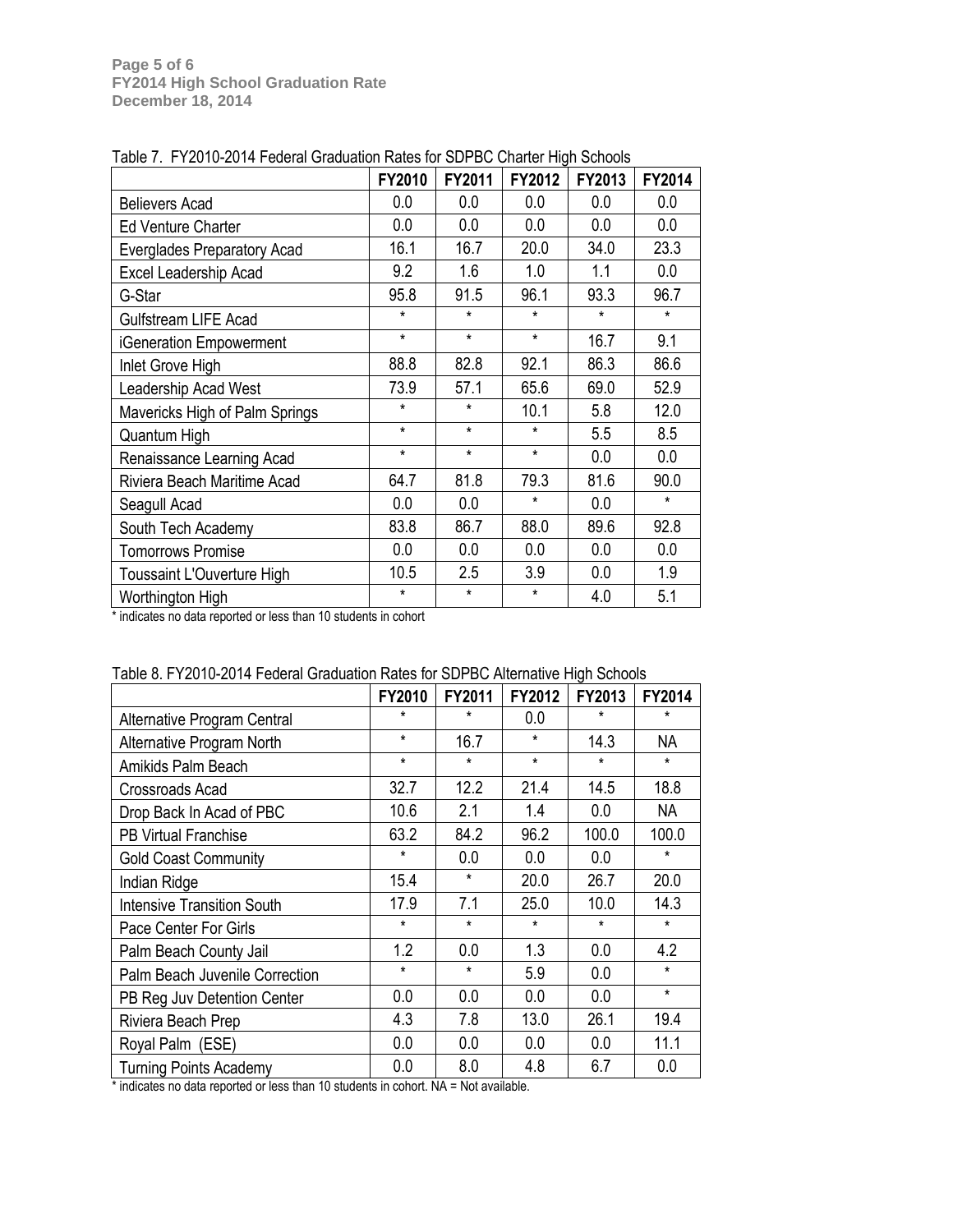Table 7. FY2010-2014 Federal Graduation Rates for SDPBC Charter High Schools

| | FY2010 | FY2011 | FY2012 | FY2013 | FY2014 |
|---|---|---|---|---|---|
| Believers Acad | 0.0 | 0.0 | 0.0 | 0.0 | 0.0 |
| Ed Venture Charter | 0.0 | 0.0 | 0.0 | 0.0 | 0.0 |
| Everglades Preparatory Acad | 16.1 | 16.7 | 20.0 | 34.0 | 23.3 |
| Excel Leadership Acad | 9.2 | 1.6 | 1.0 | 1.1 | 0.0 |
| G-Star | 95.8 | 91.5 | 96.1 | 93.3 | 96.7 |
| Gulfstream LIFE Acad | * | * | * | * | * |
| iGeneration Empowerment | * | * | * | 16.7 | 9.1 |
| Inlet Grove High | 88.8 | 82.8 | 92.1 | 86.3 | 86.6 |
| Leadership Acad West | 73.9 | 57.1 | 65.6 | 69.0 | 52.9 |
| Mavericks High of Palm Springs | * | * | 10.1 | 5.8 | 12.0 |
| Quantum High | * | * | * | 5.5 | 8.5 |
| Renaissance Learning Acad | * | * | * | 0.0 | 0.0 |
| Riviera Beach Maritime Acad | 64.7 | 81.8 | 79.3 | 81.6 | 90.0 |
| Seagull Acad | 0.0 | 0.0 | * | 0.0 | * |
| South Tech Academy | 83.8 | 86.7 | 88.0 | 89.6 | 92.8 |
| Tomorrows Promise | 0.0 | 0.0 | 0.0 | 0.0 | 0.0 |
| Toussaint L'Ouverture High | 10.5 | 2.5 | 3.9 | 0.0 | 1.9 |
| Worthington High | * | * | * | 4.0 | 5.1 |

* indicates no data reported or less than 10 students in cohort

Table 8. FY2010-2014 Federal Graduation Rates for SDPBC Alternative High Schools

| | FY2010 | FY2011 | FY2012 | FY2013 | FY2014 |
|---|---|---|---|---|---|
| Alternative Program Central | * | * | 0.0 | * | * |
| Alternative Program North | * | 16.7 | * | 14.3 | NA |
| Amikids Palm Beach | * | * | * | * | * |
| Crossroads Acad | 32.7 | 12.2 | 21.4 | 14.5 | 18.8 |
| Drop Back In Acad of PBC | 10.6 | 2.1 | 1.4 | 0.0 | NA |
| PB Virtual Franchise | 63.2 | 84.2 | 96.2 | 100.0 | 100.0 |
| Gold Coast Community | * | 0.0 | 0.0 | 0.0 | * |
| Indian Ridge | 15.4 | * | 20.0 | 26.7 | 20.0 |
| Intensive Transition South | 17.9 | 7.1 | 25.0 | 10.0 | 14.3 |
| Pace Center For Girls | * | * | * | * | * |
| Palm Beach County Jail | 1.2 | 0.0 | 1.3 | 0.0 | 4.2 |
| Palm Beach Juvenile Correction | * | * | 5.9 | 0.0 | * |
| PB Reg Juv Detention Center | 0.0 | 0.0 | 0.0 | 0.0 | * |
| Riviera Beach Prep | 4.3 | 7.8 | 13.0 | 26.1 | 19.4 |
| Royal Palm (ESE) | 0.0 | 0.0 | 0.0 | 0.0 | 11.1 |
| Turning Points Academy | 0.0 | 8.0 | 4.8 | 6.7 | 0.0 |

* indicates no data reported or less than 10 students in cohort. NA = Not available.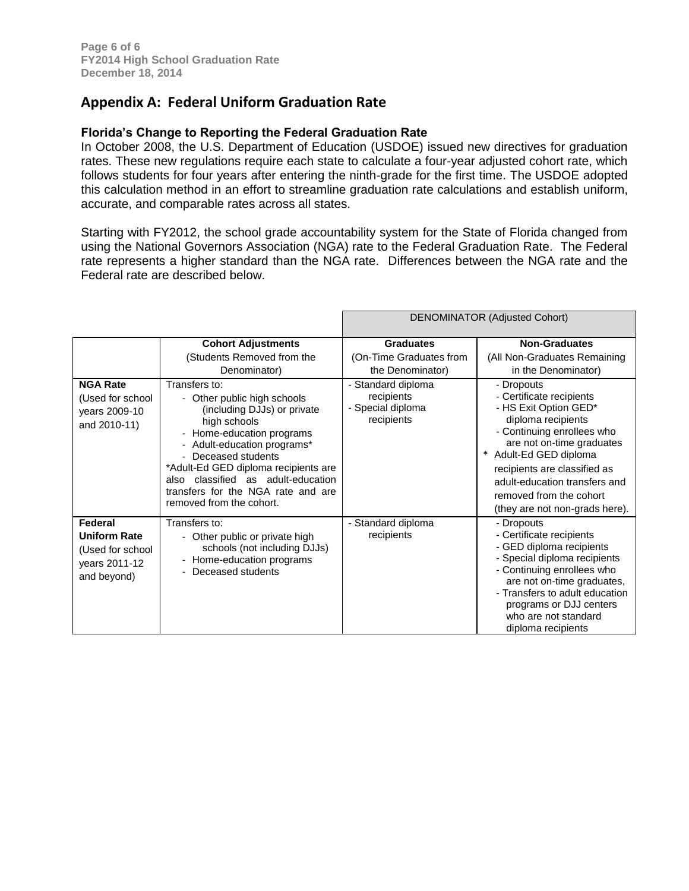## Appendix A: Federal Uniform Graduation Rate

### Florida's Change to Reporting the Federal Graduation Rate

In October 2008, the U.S. Department of Education (USDOE) issued new directives for graduation rates. These new regulations require each state to calculate a four-year adjusted cohort rate, which follows students for four years after entering the ninth-grade for the first time. The USDOE adopted this calculation method in an effort to streamline graduation rate calculations and establish uniform, accurate, and comparable rates across all states.

Starting with FY2012, the school grade accountability system for the State of Florida changed from using the National Governors Association (NGA) rate to the Federal Graduation Rate. The Federal rate represents a higher standard than the NGA rate. Differences between the NGA rate and the Federal rate are described below.

| | | DENOMINATOR (Adjusted Cohort) | |
|---|---|---|---|
| | **Cohort Adjustments** (Students Removed from the Denominator) | **Graduates** (On-Time Graduates from the Denominator) | **Non-Graduates** (All Non-Graduates Remaining in the Denominator) |
| **NGA Rate** (Used for school years 2009-10 and 2010-11) | Transfers to:<br>- Other public high schools (including DJJs) or private high schools<br>- Home-education programs<br>- Adult-education programs*<br>- Deceased students<br>*Adult-Ed GED diploma recipients are also classified as adult-education transfers for the NGA rate and are removed from the cohort. | - Standard diploma recipients<br>- Special diploma recipients | - Dropouts<br>- Certificate recipients<br>- HS Exit Option GED* diploma recipients<br>- Continuing enrollees who are not on-time graduates<br>* Adult-Ed GED diploma recipients are classified as adult-education transfers and removed from the cohort (they are not non-grads here). |
| **Federal Uniform Rate** (Used for school years 2011-12 and beyond) | Transfers to:<br>- Other public or private high schools (not including DJJs)<br>- Home-education programs<br>- Deceased students | - Standard diploma recipients | - Dropouts<br>- Certificate recipients<br>- GED diploma recipients<br>- Special diploma recipients<br>- Continuing enrollees who are not on-time graduates,<br>- Transfers to adult education programs or DJJ centers who are not standard diploma recipients |